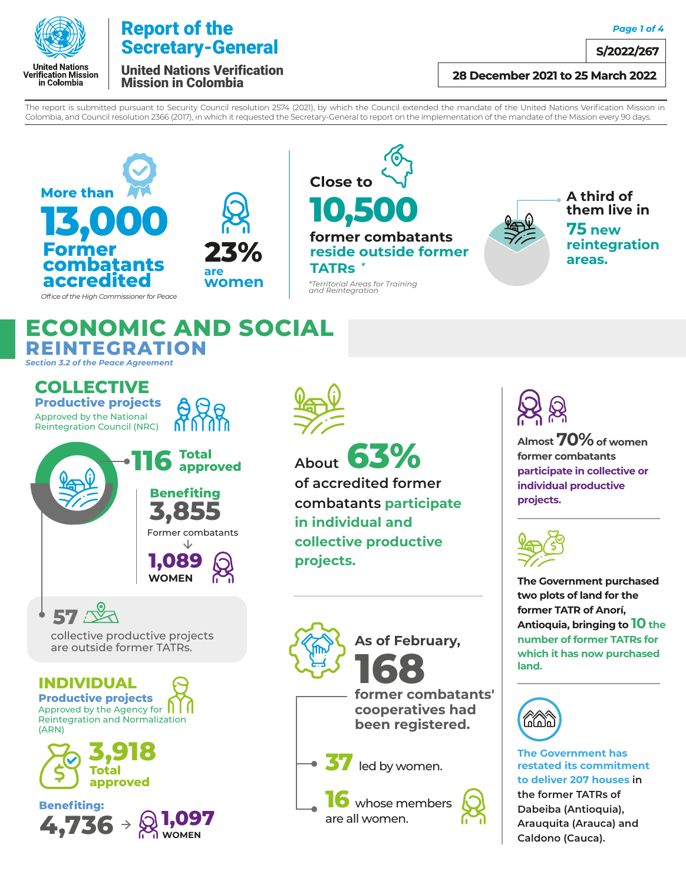United Nations Verification Mission in Colombia

# Report of the Secretary-General

## United Nations Verification Mission in Colombia

S/2022/267

28 December 2021 to 25 March 2022

The report is submitted pursuant to Security Council resolution 2574 (2021), by which the Council extended the mandate of the United Nations Verification Mission in Colombia, and Council resolution 2366 (2017), in which it requested the Secretary-General to report on the implementation of the mandate of the Mission every 90 days.

More than **13,000** Former combatants accredited

*Office of the High Commissioner for Peace*

**23%** are women

Close to **10,500** former combatants reside outside former TATRs *

*\*Territorial Areas for Training and Reintegration*

A third of them live in **75 new reintegration areas.**

# ECONOMIC AND SOCIAL REINTEGRATION

*Section 3.2 of the Peace Agreement*

## COLLECTIVE

### Productive projects

Approved by the National Reintegration Council (NRC)

**116** Total approved

Benefiting **3,855** Former combatants → **1,089** WOMEN

**57** collective productive projects are outside former TATRs.

## INDIVIDUAL

### Productive projects

Approved by the Agency for Reintegration and Normalization (ARN)

**3,918** Total approved

Benefiting: **4,736** → **1,097** WOMEN

About **63%** of accredited former combatants **participate in individual and collective productive projects.**

As of February, **168** former combatants' cooperatives had been registered.

- **37** led by women.
- **16** whose members are all women.

Almost **70%** of women former combatants **participate in collective or individual productive projects.**

The Government purchased two plots of land for the former TATR of Anorí, Antioquia, bringing to **10** the number of former TATRs for which it has now purchased land.

**The Government has restated its commitment to deliver 207 houses** in the former TATRs of Dabeiba (Antioquia), Arauquita (Arauca) and Caldono (Cauca).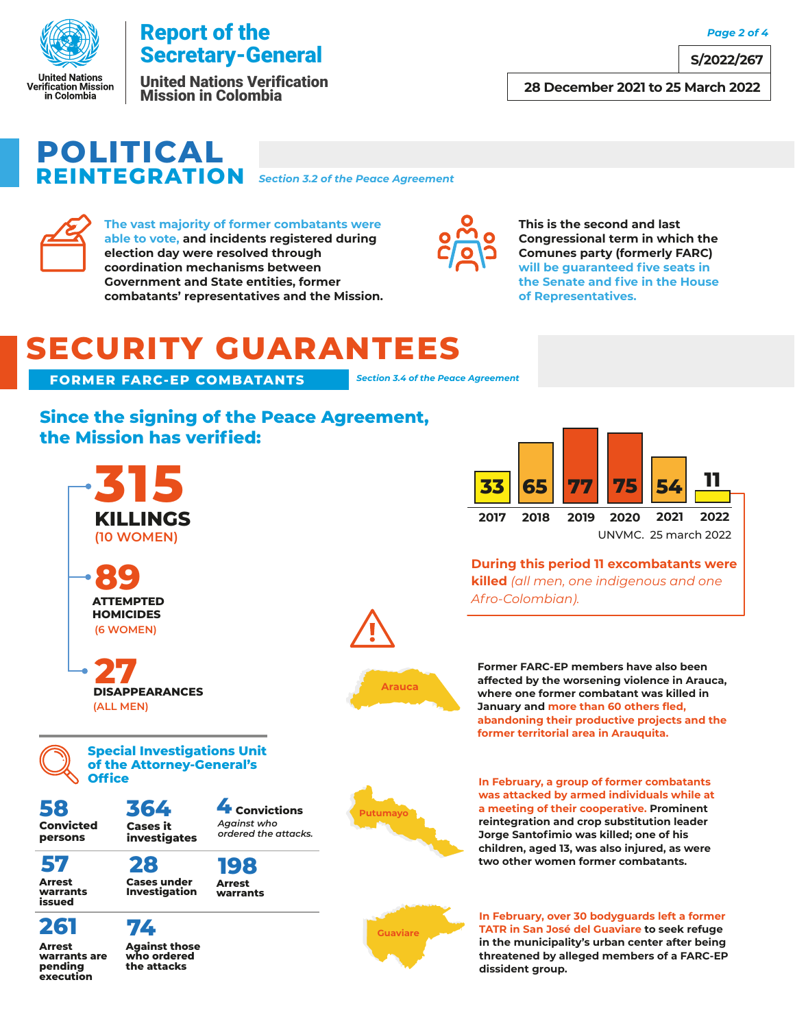# POLITICAL REINTEGRATION

*Section 3.2 of the Peace Agreement*

**The vast majority of former combatants were able to vote, and incidents registered during election day were resolved through coordination mechanisms between Government and State entities, former combatants' representatives and the Mission.**

**This is the second and last Congressional term in which the Comunes party (formerly FARC) will be guaranteed five seats in the Senate and five in the House of Representatives.**

# SECURITY GUARANTEES

## FORMER FARC-EP COMBATANTS

*Section 3.4 of the Peace Agreement*

### Since the signing of the Peace Agreement, the Mission has verified:

**315 KILLINGS** (10 WOMEN)

**89 ATTEMPTED HOMICIDES** (6 WOMEN)

**27 DISAPPEARANCES** (ALL MEN)

| 2017 | 2018 | 2019 | 2020 | 2021 | 2022 |
|---|---|---|---|---|---|
| 33 | 65 | 77 | 75 | 54 | 11 |

UNVMC. 25 march 2022

**During this period 11 excombatants were killed** *(all men, one indigenous and one Afro-Colombian).*

### Special Investigations Unit of the Attorney-General's Office

| | | |
|---|---|---|
| **58** Convicted persons | **364** Cases it investigates | **4** Convictions *Against who ordered the attacks.* |
| **57** Arrest warrants issued | **28** Cases under Investigation | **198** Arrest warrants |
| **261** Arrest warrants are pending execution | **74** Against those who ordered the attacks | |

**Arauca**

Former FARC-EP members have also been affected by the worsening violence in Arauca, where one former combatant was killed in January and more than 60 others fled, abandoning their productive projects and the former territorial area in Arauquita.

**Putumayo**

In February, a group of former combatants was attacked by armed individuals while at a meeting of their cooperative. Prominent reintegration and crop substitution leader Jorge Santofimio was killed; one of his children, aged 13, was also injured, as were two other women former combatants.

**Guaviare**

In February, over 30 bodyguards left a former TATR in San José del Guaviare to seek refuge in the municipality's urban center after being threatened by alleged members of a FARC-EP dissident group.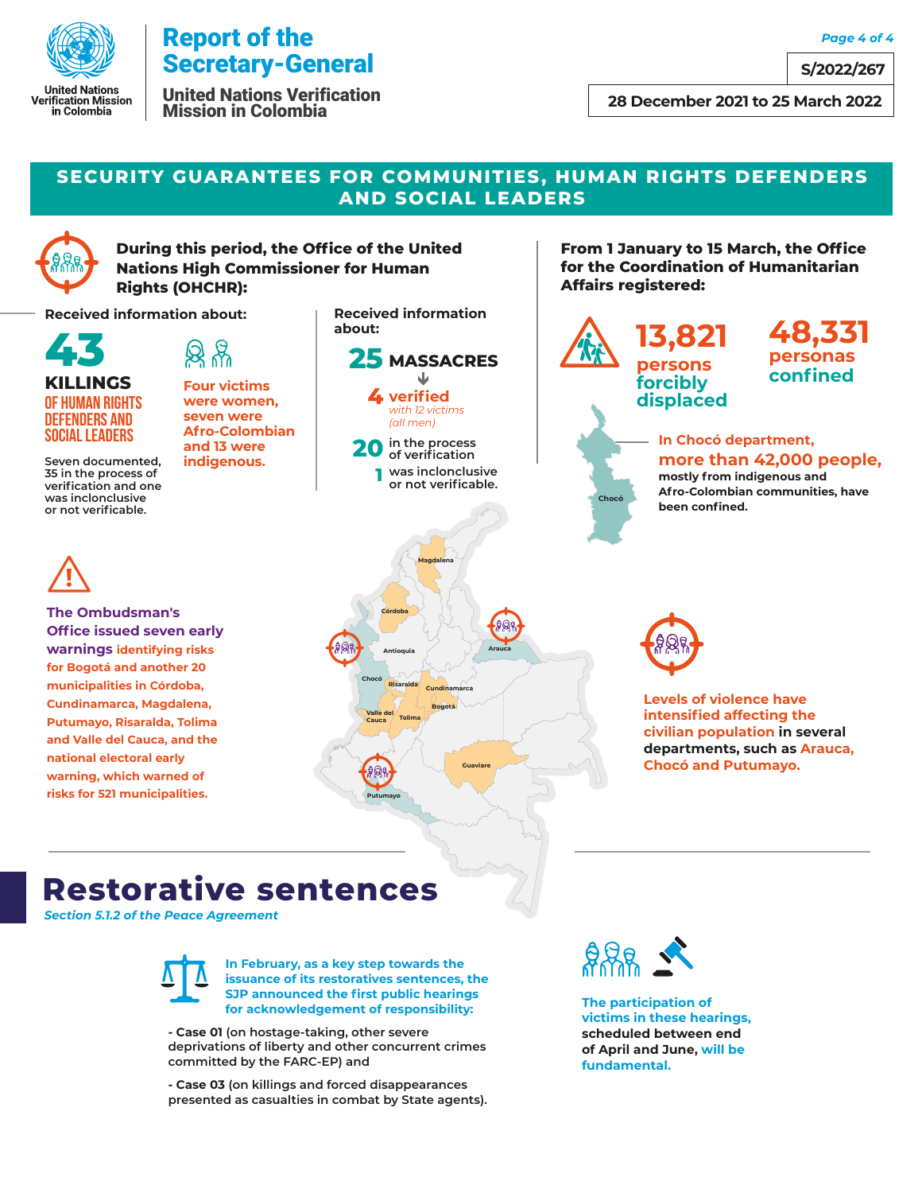# Report of the Secretary-General

**United Nations Verification Mission in Colombia**

**S/2022/267**

**28 December 2021 to 25 March 2022**

## SECURITY GUARANTEES FOR COMMUNITIES, HUMAN RIGHTS DEFENDERS AND SOCIAL LEADERS

**During this period, the Office of the United Nations High Commissioner for Human Rights (OHCHR):**

**Received information about:**

**43 KILLINGS** OF HUMAN RIGHTS DEFENDERS AND SOCIAL LEADERS

Seven documented, 35 in the process of verification and one was inclonclusive or not verifiable.

**Four victims were women, seven were Afro-Colombian and 13 were indigenous.**

**Received information about:**

**25 MASSACRES**

- **4 verified** *with 12 victims (all men)*
- **20** in the process of verification
- **1** was inclonclusive or not verifiable.

**From 1 January to 15 March, the Office for the Coordination of Humanitarian Affairs registered:**

**13,821 persons forcibly displaced**

**48,331 personas confined**

**In Chocó department, more than 42,000 people,** mostly from indigenous and Afro-Colombian communities, have been confined.

**The Ombudsman's Office issued seven early warnings** identifying risks for Bogotá and another 20 municipalities in Córdoba, Cundinamarca, Magdalena, Putumayo, Risaralda, Tolima and Valle del Cauca, and the national electoral early warning, which warned of risks for 521 municipalities.

**Levels of violence have intensified affecting the civilian population** in several departments, such as Arauca, Chocó and Putumayo.

Magdalena, Córdoba, Antioquia, Arauca, Chocó, Risaralda, Cundinamarca, Bogotá, Valle del Cauca, Tolima, Guaviare, Putumayo

# Restorative sentences

*Section 5.1.2 of the Peace Agreement*

**In February, as a key step towards the issuance of its restoratives sentences, the SJP announced the first public hearings for acknowledgement of responsibility:**

- **Case 01** (on hostage-taking, other severe deprivations of liberty and other concurrent crimes committed by the FARC-EP) and
- **Case 03** (on killings and forced disappearances presented as casualties in combat by State agents).

**The participation of victims in these hearings,** scheduled between end of April and June, **will be fundamental.**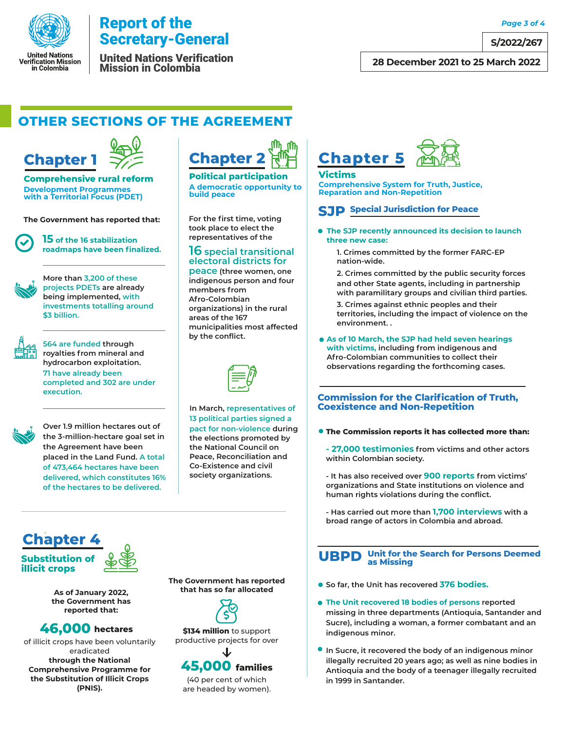Report of the Secretary-General

United Nations Verification Mission in Colombia

S/2022/267

28 December 2021 to 25 March 2022

# OTHER SECTIONS OF THE AGREEMENT

## Chapter 1

### Comprehensive rural reform

**Development Programmes with a Territorial Focus (PDET)**

**The Government has reported that:**

**15** of the 16 stabilization roadmaps have been finalized.

More than 3,200 of these projects PDETs are already being implemented, with investments totalling around $3 billion.

564 are funded through royalties from mineral and hydrocarbon exploitation. 71 have already been completed and 302 are under execution.

Over 1.9 million hectares out of the 3-million-hectare goal set in the Agreement have been placed in the Land Fund. A total of 473,464 hectares have been delivered, which constitutes 16% of the hectares to be delivered.

## Chapter 2

### Political participation

**A democratic opportunity to build peace**

For the first time, voting took place to elect the representatives of the **16** special transitional electoral districts for peace (three women, one indigenous person and four members from Afro-Colombian organizations) in the rural areas of the 167 municipalities most affected by the conflict.

In March, representatives of 13 political parties signed a pact for non-violence during the elections promoted by the National Council on Peace, Reconciliation and Co-Existence and civil society organizations.

## Chapter 4

### Substitution of illicit crops

As of January 2022, the Government has reported that:

**46,000 hectares** of illicit crops have been voluntarily eradicated **through the National Comprehensive Programme for the Substitution of Illicit Crops (PNIS).**

**The Government has reported that has so far allocated**

**$134 million** to support productive projects for over

**45,000 families**

(40 per cent of which are headed by women).

## Chapter 5

### Victims

**Comprehensive System for Truth, Justice, Reparation and Non-Repetition**

### SJP Special Jurisdiction for Peace

- **The SJP recently announced its decision to launch three new case:**
  1. Crimes committed by the former FARC-EP nation-wide.
  2. Crimes committed by the public security forces and other State agents, including in partnership with paramilitary groups and civilian third parties.
  3. Crimes against ethnic peoples and their territories, including the impact of violence on the environment. .
- **As of 10 March, the SJP had held seven hearings with victims,** including from indigenous and Afro-Colombian communities to collect their observations regarding the forthcoming cases.

### Commission for the Clarification of Truth, Coexistence and Non-Repetition

- **The Commission reports it has collected more than:**

  - **27,000 testimonies** from victims and other actors within Colombian society.

  - It has also received over **900 reports** from victims' organizations and State institutions on violence and human rights violations during the conflict.

  - Has carried out more than **1,700 interviews** with a broad range of actors in Colombia and abroad.

### UBPD Unit for the Search for Persons Deemed as Missing

- So far, the Unit has recovered **376 bodies.**
- **The Unit recovered 18 bodies of persons** reported missing in three departments (Antioquia, Santander and Sucre), including a woman, a former combatant and an indigenous minor.
- In Sucre, it recovered the body of an indigenous minor illegally recruited 20 years ago; as well as nine bodies in Antioquia and the body of a teenager illegally recruited in 1999 in Santander.